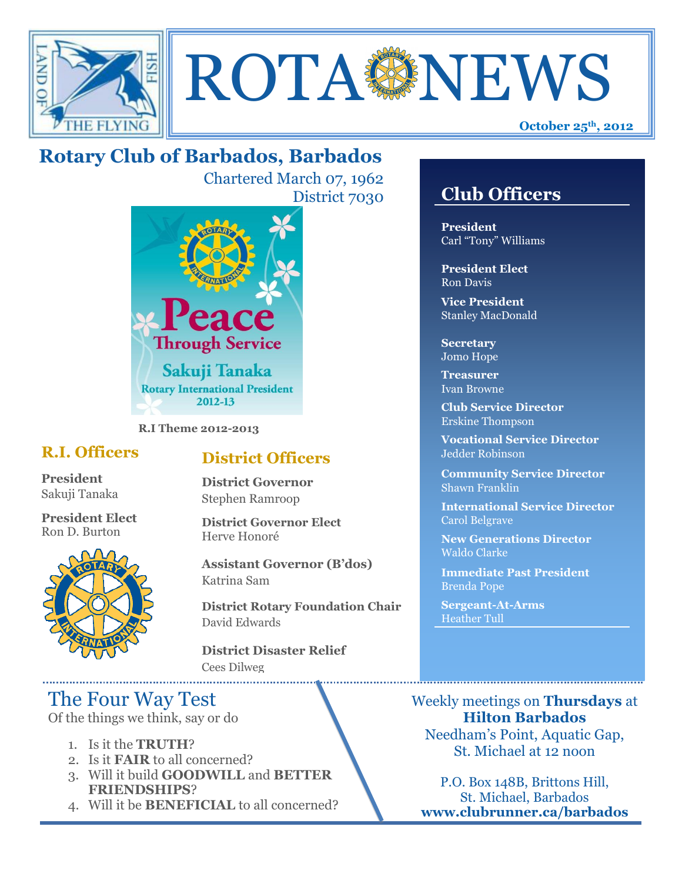# ROTA NEWS

**October 25th, 2012**

## Rotary Club of Barbados, Barbados

Chartered March 07, 1962
District 7030

Peace Through Service
Sakuji Tanaka
Rotary International President
2012-13

**R.I Theme 2012-2013**

### R.I. Officers

**President**
Sakuji Tanaka

**President Elect**
Ron D. Burton

### District Officers

**District Governor**
Stephen Ramroop

**District Governor Elect**
Herve Honoré

**Assistant Governor (B'dos)**
Katrina Sam

**District Rotary Foundation Chair**
David Edwards

**District Disaster Relief**
Cees Dilweg

### Club Officers

**President**
Carl "Tony" Williams

**President Elect**
Ron Davis

**Vice President**
Stanley MacDonald

**Secretary**
Jomo Hope

**Treasurer**
Ivan Browne

**Club Service Director**
Erskine Thompson

**Vocational Service Director**
Jedder Robinson

**Community Service Director**
Shawn Franklin

**International Service Director**
Carol Belgrave

**New Generations Director**
Waldo Clarke

**Immediate Past President**
Brenda Pope

**Sergeant-At-Arms**
Heather Tull

## The Four Way Test

Of the things we think, say or do

1. Is it the **TRUTH**?
2. Is it **FAIR** to all concerned?
3. Will it build **GOODWILL** and **BETTER FRIENDSHIPS**?
4. Will it be **BENEFICIAL** to all concerned?

Weekly meetings on **Thursdays** at **Hilton Barbados**
Needham's Point, Aquatic Gap, St. Michael at 12 noon

P.O. Box 148B, Brittons Hill, St. Michael, Barbados
**www.clubrunner.ca/barbados**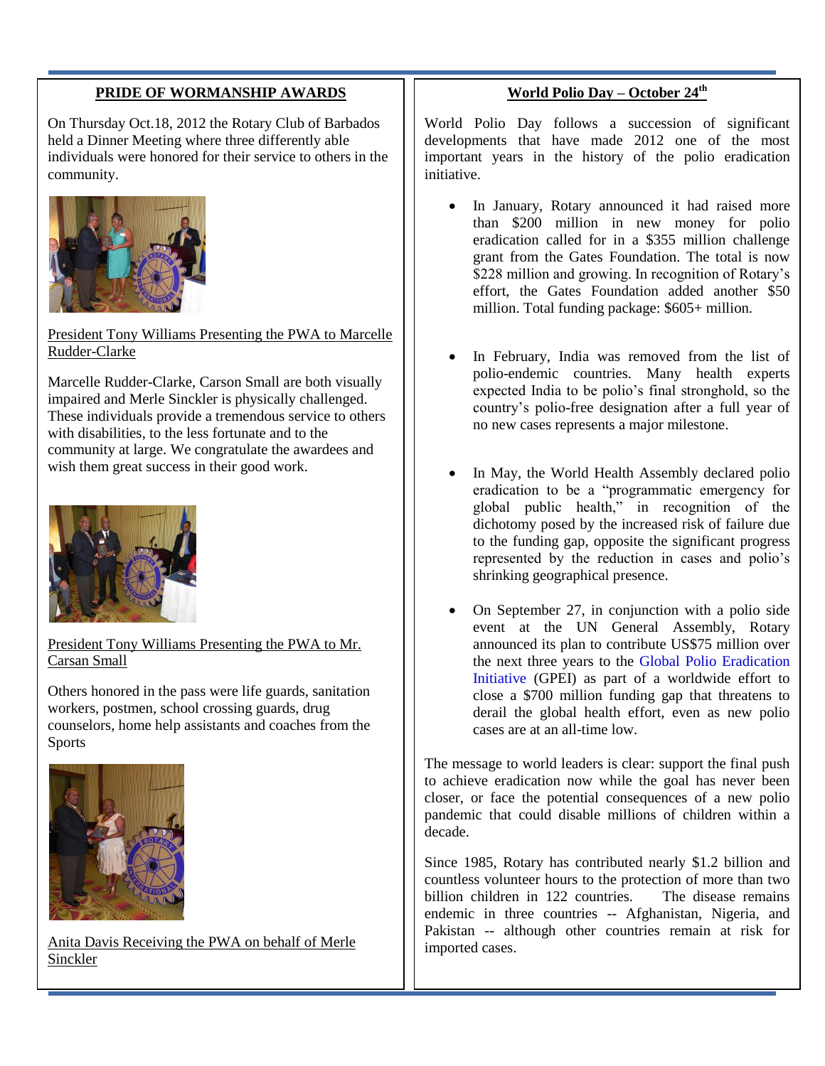## PRIDE OF WORMANSHIP AWARDS

On Thursday Oct.18, 2012 the Rotary Club of Barbados held a Dinner Meeting where three differently able individuals were honored for their service to others in the community.

President Tony Williams Presenting the PWA to Marcelle Rudder-Clarke

Marcelle Rudder-Clarke, Carson Small are both visually impaired and Merle Sinckler is physically challenged. These individuals provide a tremendous service to others with disabilities, to the less fortunate and to the community at large. We congratulate the awardees and wish them great success in their good work.

President Tony Williams Presenting the PWA to Mr. Carsan Small

Others honored in the pass were life guards, sanitation workers, postmen, school crossing guards, drug counselors, home help assistants and coaches from the Sports

Anita Davis Receiving the PWA on behalf of Merle Sinckler

## World Polio Day – October 24th

World Polio Day follows a succession of significant developments that have made 2012 one of the most important years in the history of the polio eradication initiative.

- In January, Rotary announced it had raised more than $200 million in new money for polio eradication called for in a $355 million challenge grant from the Gates Foundation. The total is now $228 million and growing. In recognition of Rotary's effort, the Gates Foundation added another $50 million. Total funding package: $605+ million.

- In February, India was removed from the list of polio-endemic countries. Many health experts expected India to be polio's final stronghold, so the country's polio-free designation after a full year of no new cases represents a major milestone.

- In May, the World Health Assembly declared polio eradication to be a "programmatic emergency for global public health," in recognition of the dichotomy posed by the increased risk of failure due to the funding gap, opposite the significant progress represented by the reduction in cases and polio's shrinking geographical presence.

- On September 27, in conjunction with a polio side event at the UN General Assembly, Rotary announced its plan to contribute US$75 million over the next three years to the Global Polio Eradication Initiative (GPEI) as part of a worldwide effort to close a $700 million funding gap that threatens to derail the global health effort, even as new polio cases are at an all-time low.

The message to world leaders is clear: support the final push to achieve eradication now while the goal has never been closer, or face the potential consequences of a new polio pandemic that could disable millions of children within a decade.

Since 1985, Rotary has contributed nearly $1.2 billion and countless volunteer hours to the protection of more than two billion children in 122 countries. The disease remains endemic in three countries -- Afghanistan, Nigeria, and Pakistan -- although other countries remain at risk for imported cases.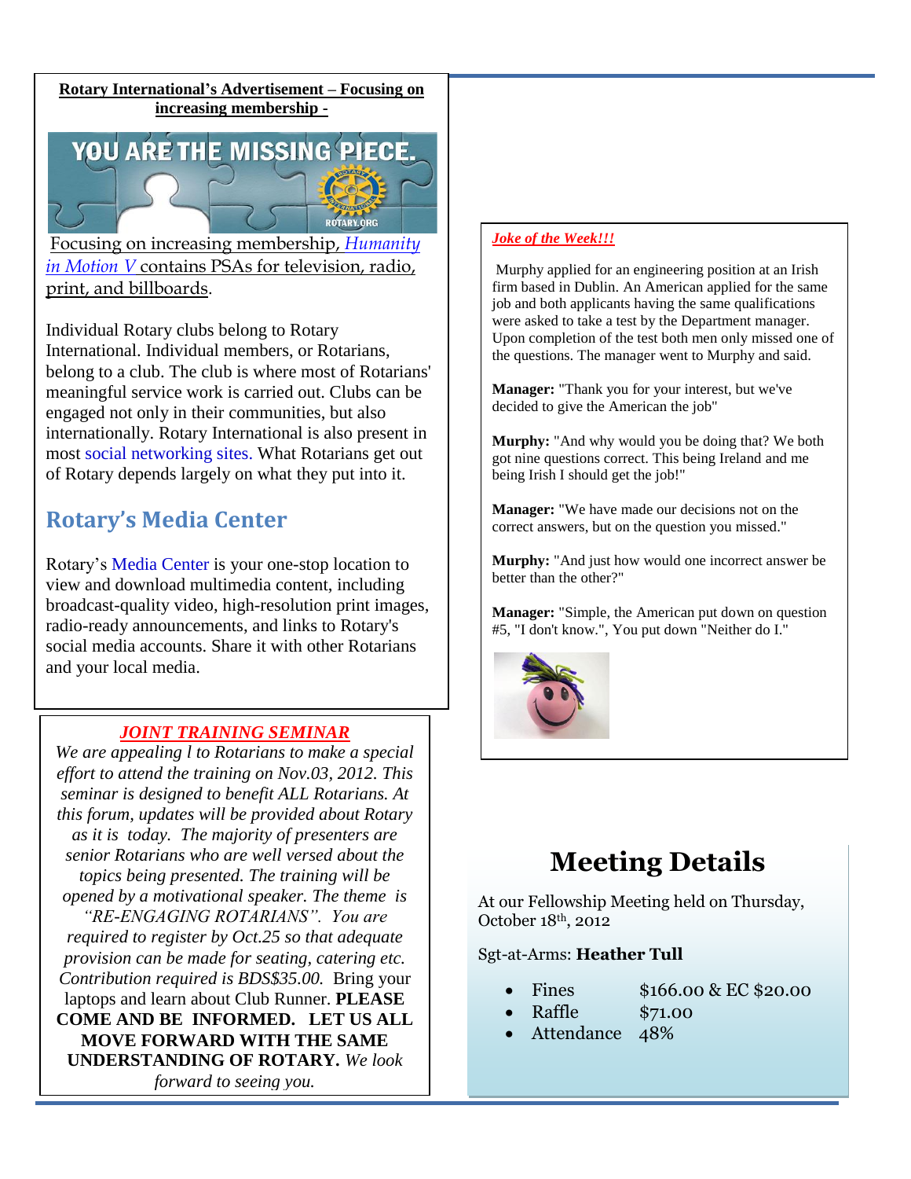**Rotary International's Advertisement – Focusing on increasing membership -**

Focusing on increasing membership, *Humanity in Motion V* contains PSAs for television, radio, print, and billboards.

Individual Rotary clubs belong to Rotary International. Individual members, or Rotarians, belong to a club. The club is where most of Rotarians' meaningful service work is carried out. Clubs can be engaged not only in their communities, but also internationally. Rotary International is also present in most social networking sites. What Rotarians get out of Rotary depends largely on what they put into it.

## Rotary's Media Center

Rotary's Media Center is your one-stop location to view and download multimedia content, including broadcast-quality video, high-resolution print images, radio-ready announcements, and links to Rotary's social media accounts. Share it with other Rotarians and your local media.

***JOINT TRAINING SEMINAR***

*We are appealing l to Rotarians to make a special effort to attend the training on Nov.03, 2012. This seminar is designed to benefit ALL Rotarians. At this forum, updates will be provided about Rotary as it is today. The majority of presenters are senior Rotarians who are well versed about the topics being presented. The training will be opened by a motivational speaker. The theme is "RE-ENGAGING ROTARIANS". You are required to register by Oct.25 so that adequate provision can be made for seating, catering etc. Contribution required is BDS$35.00.* Bring your laptops and learn about Club Runner. **PLEASE COME AND BE INFORMED. LET US ALL MOVE FORWARD WITH THE SAME UNDERSTANDING OF ROTARY.** *We look forward to seeing you.*

***Joke of the Week!!!***

Murphy applied for an engineering position at an Irish firm based in Dublin. An American applied for the same job and both applicants having the same qualifications were asked to take a test by the Department manager. Upon completion of the test both men only missed one of the questions. The manager went to Murphy and said.

**Manager:** "Thank you for your interest, but we've decided to give the American the job"

**Murphy:** "And why would you be doing that? We both got nine questions correct. This being Ireland and me being Irish I should get the job!"

**Manager:** "We have made our decisions not on the correct answers, but on the question you missed."

**Murphy:** "And just how would one incorrect answer be better than the other?"

**Manager:** "Simple, the American put down on question #5, "I don't know.", You put down "Neither do I."

# Meeting Details

At our Fellowship Meeting held on Thursday, October 18th, 2012

Sgt-at-Arms: **Heather Tull**

- Fines $166.00 & EC $20.00
- Raffle $71.00
- Attendance 48%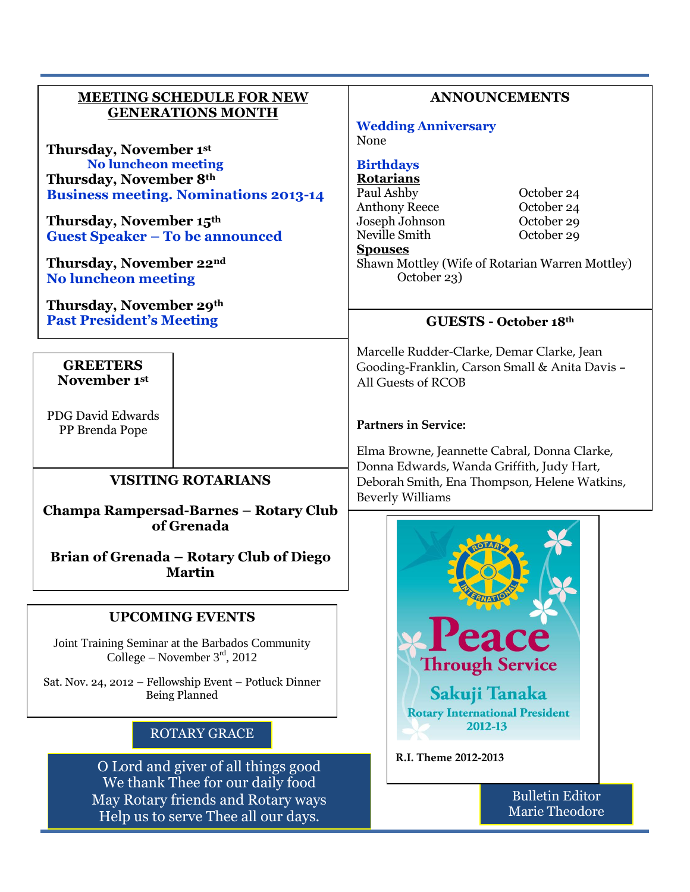## MEETING SCHEDULE FOR NEW GENERATIONS MONTH

**Thursday, November 1st**
**No luncheon meeting**

**Thursday, November 8th**
**Business meeting. Nominations 2013-14**

**Thursday, November 15th**
**Guest Speaker – To be announced**

**Thursday, November 22nd**
**No luncheon meeting**

**Thursday, November 29th**
**Past President's Meeting**

### GREETERS
### November 1st

PDG David Edwards
PP Brenda Pope

### VISITING ROTARIANS

**Champa Rampersad-Barnes – Rotary Club of Grenada**

**Brian of Grenada – Rotary Club of Diego Martin**

### UPCOMING EVENTS

Joint Training Seminar at the Barbados Community College – November 3rd, 2012

Sat. Nov. 24, 2012 – Fellowship Event – Potluck Dinner Being Planned

### ROTARY GRACE

O Lord and giver of all things good
We thank Thee for our daily food
May Rotary friends and Rotary ways
Help us to serve Thee all our days.

## ANNOUNCEMENTS

**Wedding Anniversary**
None

**Birthdays**

**Rotarians**

| | |
|---|---|
| Paul Ashby | October 24 |
| Anthony Reece | October 24 |
| Joseph Johnson | October 29 |
| Neville Smith | October 29 |

**Spouses**
Shawn Mottley (Wife of Rotarian Warren Mottley) October 23)

### GUESTS - October 18th

Marcelle Rudder-Clarke, Demar Clarke, Jean Gooding-Franklin, Carson Small & Anita Davis – All Guests of RCOB

**Partners in Service:**

Elma Browne, Jeannette Cabral, Donna Clarke, Donna Edwards, Wanda Griffith, Judy Hart, Deborah Smith, Ena Thompson, Helene Watkins, Beverly Williams

Peace Through Service
Sakuji Tanaka
Rotary International President
2012-13

**R.I. Theme 2012-2013**

Bulletin Editor
Marie Theodore